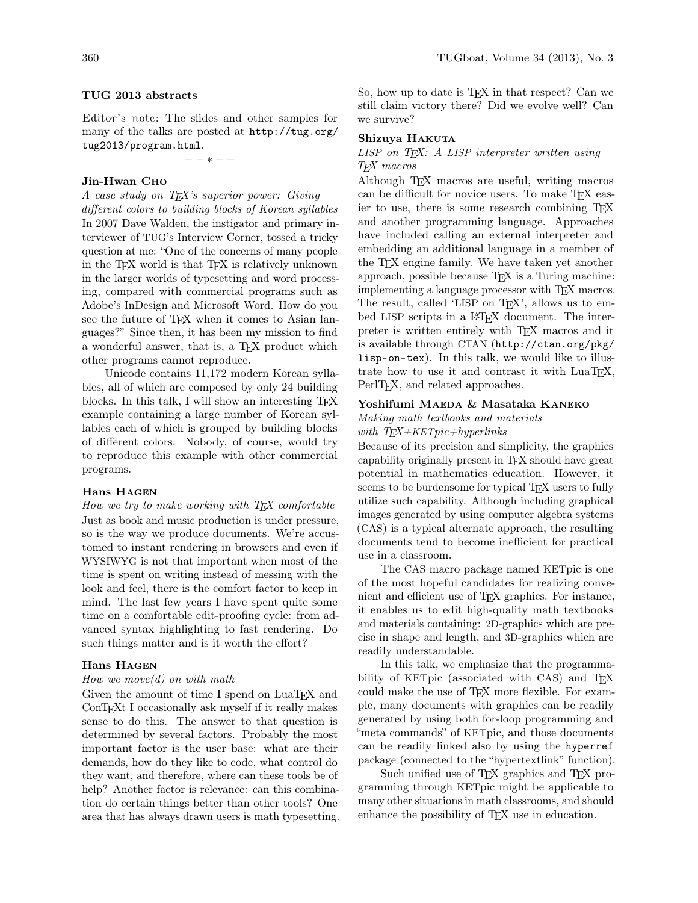## TUG 2013 abstracts

Editor's note: The slides and other samples for many of the talks are posted at http://tug.org/tug2013/program.html.

– – ∗ – –

### Jin-Hwan Cho

*A case study on TeX's superior power: Giving different colors to building blocks of Korean syllables*

In 2007 Dave Walden, the instigator and primary interviewer of TUG's Interview Corner, tossed a tricky question at me: "One of the concerns of many people in the TeX world is that TeX is relatively unknown in the larger worlds of typesetting and word processing, compared with commercial programs such as Adobe's InDesign and Microsoft Word. How do you see the future of TeX when it comes to Asian languages?" Since then, it has been my mission to find a wonderful answer, that is, a TeX product which other programs cannot reproduce.

Unicode contains 11,172 modern Korean syllables, all of which are composed by only 24 building blocks. In this talk, I will show an interesting TeX example containing a large number of Korean syllables each of which is grouped by building blocks of different colors. Nobody, of course, would try to reproduce this example with other commercial programs.

### Hans Hagen

*How we try to make working with TeX comfortable*

Just as book and music production is under pressure, so is the way we produce documents. We're accustomed to instant rendering in browsers and even if WYSIWYG is not that important when most of the time is spent on writing instead of messing with the look and feel, there is the comfort factor to keep in mind. The last few years I have spent quite some time on a comfortable edit-proofing cycle: from advanced syntax highlighting to fast rendering. Do such things matter and is it worth the effort?

### Hans Hagen

*How we move(d) on with math*

Given the amount of time I spend on LuaTeX and ConTeXt I occasionally ask myself if it really makes sense to do this. The answer to that question is determined by several factors. Probably the most important factor is the user base: what are their demands, how do they like to code, what control do they want, and therefore, where can these tools be of help? Another factor is relevance: can this combination do certain things better than other tools? One area that has always drawn users is math typesetting. So, how up to date is TeX in that respect? Can we still claim victory there? Did we evolve well? Can we survive?

### Shizuya Hakuta

*LISP on TeX: A LISP interpreter written using TeX macros*

Although TeX macros are useful, writing macros can be difficult for novice users. To make TeX easier to use, there is some research combining TeX and another programming language. Approaches have included calling an external interpreter and embedding an additional language in a member of the TeX engine family. We have taken yet another approach, possible because TeX is a Turing machine: implementing a language processor with TeX macros. The result, called 'LISP on TeX', allows us to embed LISP scripts in a LaTeX document. The interpreter is written entirely with TeX macros and it is available through CTAN (http://ctan.org/pkg/lisp-on-tex). In this talk, we would like to illustrate how to use it and contrast it with LuaTeX, PerlTeX, and related approaches.

### Yoshifumi Maeda & Masataka Kaneko

*Making math textbooks and materials with TeX+KETpic+hyperlinks*

Because of its precision and simplicity, the graphics capability originally present in TeX should have great potential in mathematics education. However, it seems to be burdensome for typical TeX users to fully utilize such capability. Although including graphical images generated by using computer algebra systems (CAS) is a typical alternate approach, the resulting documents tend to become inefficient for practical use in a classroom.

The CAS macro package named KETpic is one of the most hopeful candidates for realizing convenient and efficient use of TeX graphics. For instance, it enables us to edit high-quality math textbooks and materials containing: 2D-graphics which are precise in shape and length, and 3D-graphics which are readily understandable.

In this talk, we emphasize that the programmability of KETpic (associated with CAS) and TeX could make the use of TeX more flexible. For example, many documents with graphics can be readily generated by using both for-loop programming and "meta commands" of KETpic, and those documents can be readily linked also by using the `hyperref` package (connected to the "hypertextlink" function).

Such unified use of TeX graphics and TeX programming through KETpic might be applicable to many other situations in math classrooms, and should enhance the possibility of TeX use in education.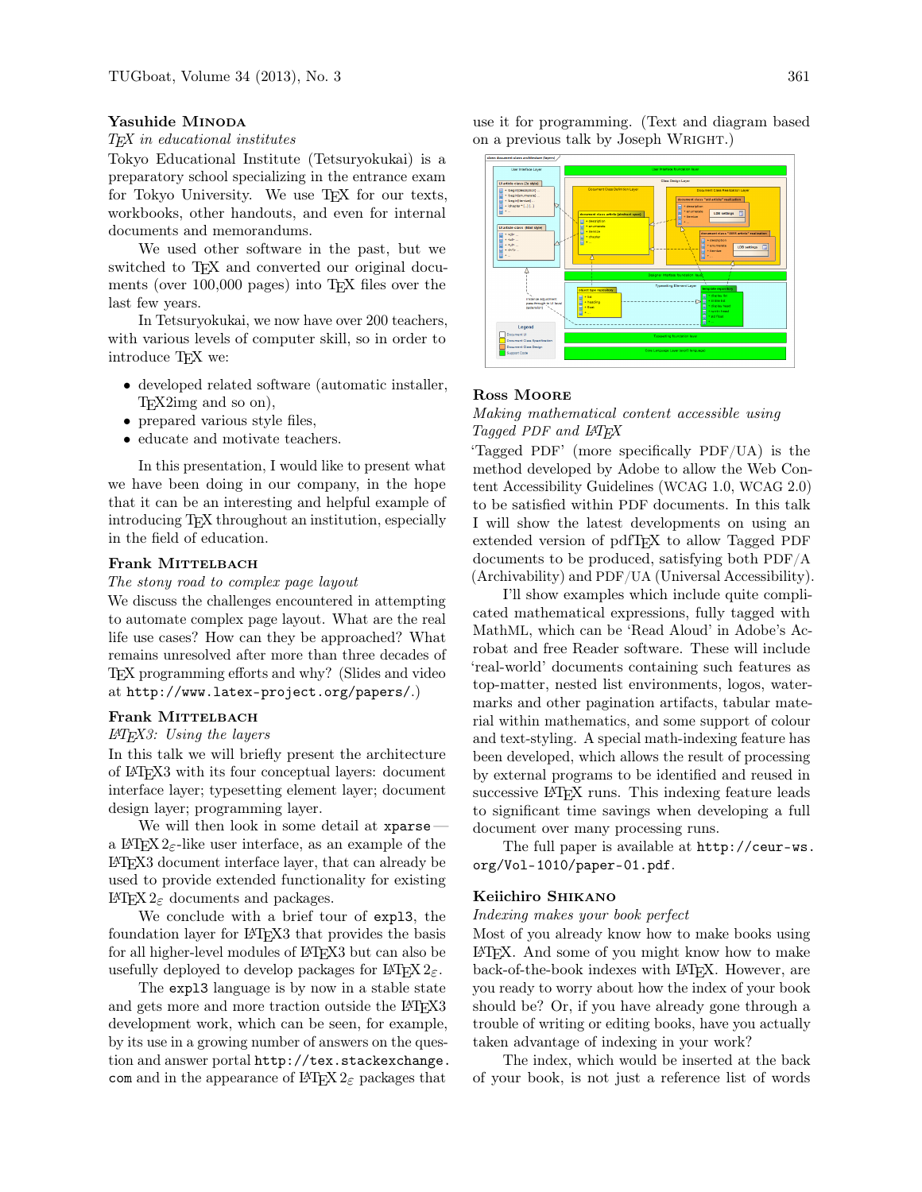**Yasuhide Minoda**
*TeX in educational institutes*

Tokyo Educational Institute (Tetsuryokukai) is a preparatory school specializing in the entrance exam for Tokyo University. We use TeX for our texts, workbooks, other handouts, and even for internal documents and memorandums.

We used other software in the past, but we switched to TeX and converted our original documents (over 100,000 pages) into TeX files over the last few years.

In Tetsuryokukai, we now have over 200 teachers, with various levels of computer skill, so in order to introduce TeX we:

- developed related software (automatic installer, TeX2img and so on),
- prepared various style files,
- educate and motivate teachers.

In this presentation, I would like to present what we have been doing in our company, in the hope that it can be an interesting and helpful example of introducing TeX throughout an institution, especially in the field of education.

**Frank Mittelbach**
*The stony road to complex page layout*

We discuss the challenges encountered in attempting to automate complex page layout. What are the real life use cases? How can they be approached? What remains unresolved after more than three decades of TeX programming efforts and why? (Slides and video at `http://www.latex-project.org/papers/`.)

**Frank Mittelbach**
*LaTeX3: Using the layers*

In this talk we will briefly present the architecture of LaTeX3 with its four conceptual layers: document interface layer; typesetting element layer; document design layer; programming layer.

We will then look in some detail at `xparse` — a LaTeX $2_\varepsilon$-like user interface, as an example of the LaTeX3 document interface layer, that can already be used to provide extended functionality for existing LaTeX $2_\varepsilon$ documents and packages.

We conclude with a brief tour of `expl3`, the foundation layer for LaTeX3 that provides the basis for all higher-level modules of LaTeX3 but can also be usefully deployed to develop packages for LaTeX $2_\varepsilon$.

The `expl3` language is by now in a stable state and gets more and more traction outside the LaTeX3 development work, which can be seen, for example, by its use in a growing number of answers on the question and answer portal `http://tex.stackexchange.com` and in the appearance of LaTeX $2_\varepsilon$ packages that use it for programming. (Text and diagram based on a previous talk by Joseph Wright.)

**Ross Moore**
*Making mathematical content accessible using Tagged PDF and LaTeX*

'Tagged PDF' (more specifically PDF/UA) is the method developed by Adobe to allow the Web Content Accessibility Guidelines (WCAG 1.0, WCAG 2.0) to be satisfied within PDF documents. In this talk I will show the latest developments on using an extended version of pdfTeX to allow Tagged PDF documents to be produced, satisfying both PDF/A (Archivability) and PDF/UA (Universal Accessibility).

I'll show examples which include quite complicated mathematical expressions, fully tagged with MathML, which can be 'Read Aloud' in Adobe's Acrobat and free Reader software. These will include 'real-world' documents containing such features as top-matter, nested list environments, logos, watermarks and other pagination artifacts, tabular material within mathematics, and some support of colour and text-styling. A special math-indexing feature has been developed, which allows the result of processing by external programs to be identified and reused in successive LaTeX runs. This indexing feature leads to significant time savings when developing a full document over many processing runs.

The full paper is available at `http://ceur-ws.org/Vol-1010/paper-01.pdf`.

**Keiichiro Shikano**
*Indexing makes your book perfect*

Most of you already know how to make books using LaTeX. And some of you might know how to make back-of-the-book indexes with LaTeX. However, are you ready to worry about how the index of your book should be? Or, if you have already gone through a trouble of writing or editing books, have you actually taken advantage of indexing in your work?

The index, which would be inserted at the back of your book, is not just a reference list of words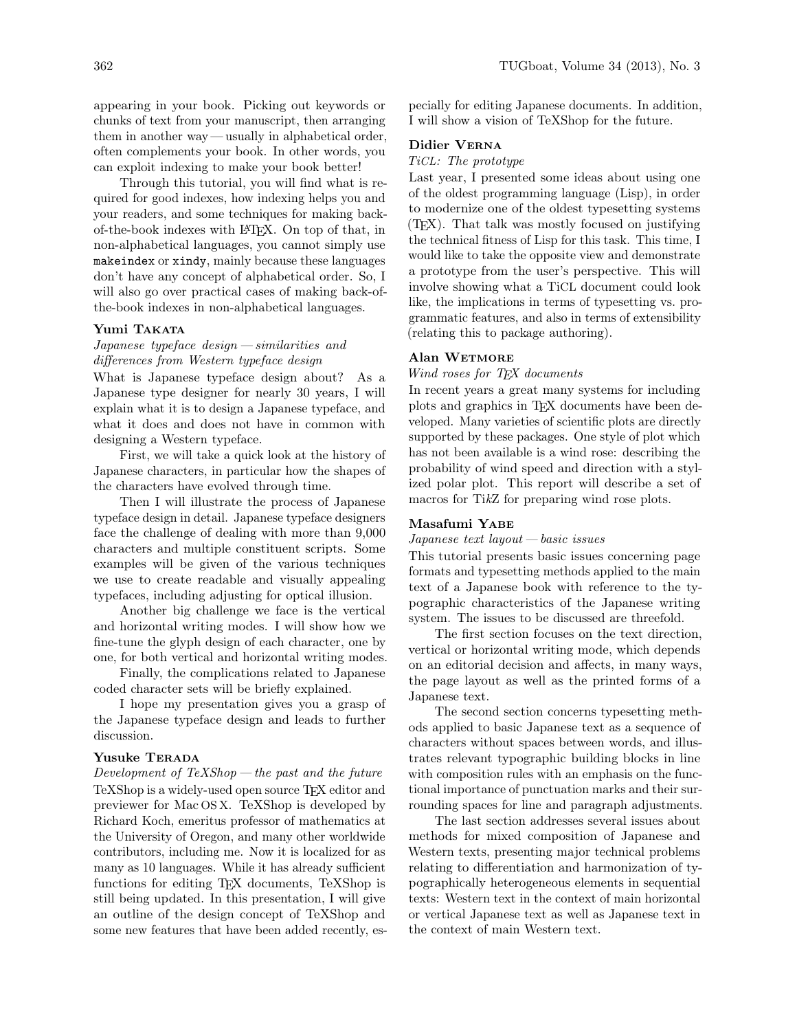appearing in your book. Picking out keywords or chunks of text from your manuscript, then arranging them in another way — usually in alphabetical order, often complements your book. In other words, you can exploit indexing to make your book better!

Through this tutorial, you will find what is required for good indexes, how indexing helps you and your readers, and some techniques for making back-of-the-book indexes with LaTeX. On top of that, in non-alphabetical languages, you cannot simply use makeindex or xindy, mainly because these languages don't have any concept of alphabetical order. So, I will also go over practical cases of making back-of-the-book indexes in non-alphabetical languages.

**Yumi Takata**

*Japanese typeface design — similarities and differences from Western typeface design*

What is Japanese typeface design about? As a Japanese type designer for nearly 30 years, I will explain what it is to design a Japanese typeface, and what it does and does not have in common with designing a Western typeface.

First, we will take a quick look at the history of Japanese characters, in particular how the shapes of the characters have evolved through time.

Then I will illustrate the process of Japanese typeface design in detail. Japanese typeface designers face the challenge of dealing with more than 9,000 characters and multiple constituent scripts. Some examples will be given of the various techniques we use to create readable and visually appealing typefaces, including adjusting for optical illusion.

Another big challenge we face is the vertical and horizontal writing modes. I will show how we fine-tune the glyph design of each character, one by one, for both vertical and horizontal writing modes.

Finally, the complications related to Japanese coded character sets will be briefly explained.

I hope my presentation gives you a grasp of the Japanese typeface design and leads to further discussion.

**Yusuke Terada**

*Development of TeXShop — the past and the future*

TeXShop is a widely-used open source TeX editor and previewer for Mac OS X. TeXShop is developed by Richard Koch, emeritus professor of mathematics at the University of Oregon, and many other worldwide contributors, including me. Now it is localized for as many as 10 languages. While it has already sufficient functions for editing TeX documents, TeXShop is still being updated. In this presentation, I will give an outline of the design concept of TeXShop and some new features that have been added recently, especially for editing Japanese documents. In addition, I will show a vision of TeXShop for the future.

**Didier Verna**

*TiCL: The prototype*

Last year, I presented some ideas about using one of the oldest programming language (Lisp), in order to modernize one of the oldest typesetting systems (TeX). That talk was mostly focused on justifying the technical fitness of Lisp for this task. This time, I would like to take the opposite view and demonstrate a prototype from the user's perspective. This will involve showing what a TiCL document could look like, the implications in terms of typesetting vs. programmatic features, and also in terms of extensibility (relating this to package authoring).

**Alan Wetmore**

*Wind roses for TeX documents*

In recent years a great many systems for including plots and graphics in TeX documents have been developed. Many varieties of scientific plots are directly supported by these packages. One style of plot which has not been available is a wind rose: describing the probability of wind speed and direction with a stylized polar plot. This report will describe a set of macros for TikZ for preparing wind rose plots.

**Masafumi Yabe**

*Japanese text layout — basic issues*

This tutorial presents basic issues concerning page formats and typesetting methods applied to the main text of a Japanese book with reference to the typographic characteristics of the Japanese writing system. The issues to be discussed are threefold.

The first section focuses on the text direction, vertical or horizontal writing mode, which depends on an editorial decision and affects, in many ways, the page layout as well as the printed forms of a Japanese text.

The second section concerns typesetting methods applied to basic Japanese text as a sequence of characters without spaces between words, and illustrates relevant typographic building blocks in line with composition rules with an emphasis on the functional importance of punctuation marks and their surrounding spaces for line and paragraph adjustments.

The last section addresses several issues about methods for mixed composition of Japanese and Western texts, presenting major technical problems relating to differentiation and harmonization of typographically heterogeneous elements in sequential texts: Western text in the context of main horizontal or vertical Japanese text as well as Japanese text in the context of main Western text.